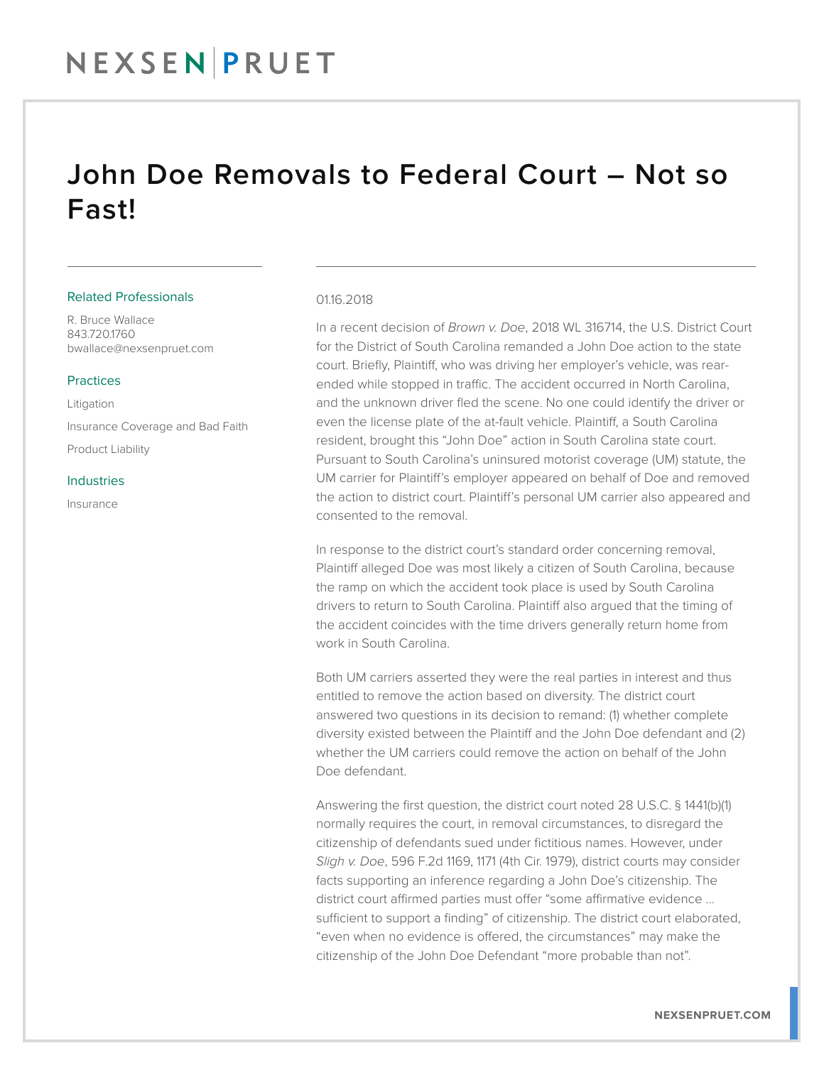# John Doe Removals to Federal Court – Not so Fast!

### Related Professionals

R. Bruce Wallace
843.720.1760
bwallace@nexsenpruet.com

### Practices

Litigation

Insurance Coverage and Bad Faith

Product Liability

### Industries

Insurance

01.16.2018

In a recent decision of *Brown v. Doe*, 2018 WL 316714, the U.S. District Court for the District of South Carolina remanded a John Doe action to the state court. Briefly, Plaintiff, who was driving her employer's vehicle, was rear-ended while stopped in traffic. The accident occurred in North Carolina, and the unknown driver fled the scene. No one could identify the driver or even the license plate of the at-fault vehicle. Plaintiff, a South Carolina resident, brought this "John Doe" action in South Carolina state court. Pursuant to South Carolina's uninsured motorist coverage (UM) statute, the UM carrier for Plaintiff's employer appeared on behalf of Doe and removed the action to district court. Plaintiff's personal UM carrier also appeared and consented to the removal.

In response to the district court's standard order concerning removal, Plaintiff alleged Doe was most likely a citizen of South Carolina, because the ramp on which the accident took place is used by South Carolina drivers to return to South Carolina. Plaintiff also argued that the timing of the accident coincides with the time drivers generally return home from work in South Carolina.

Both UM carriers asserted they were the real parties in interest and thus entitled to remove the action based on diversity. The district court answered two questions in its decision to remand: (1) whether complete diversity existed between the Plaintiff and the John Doe defendant and (2) whether the UM carriers could remove the action on behalf of the John Doe defendant.

Answering the first question, the district court noted 28 U.S.C. § 1441(b)(1) normally requires the court, in removal circumstances, to disregard the citizenship of defendants sued under fictitious names. However, under *Sligh v. Doe*, 596 F.2d 1169, 1171 (4th Cir. 1979), district courts may consider facts supporting an inference regarding a John Doe's citizenship. The district court affirmed parties must offer "some affirmative evidence ... sufficient to support a finding" of citizenship. The district court elaborated, "even when no evidence is offered, the circumstances" may make the citizenship of the John Doe Defendant "more probable than not".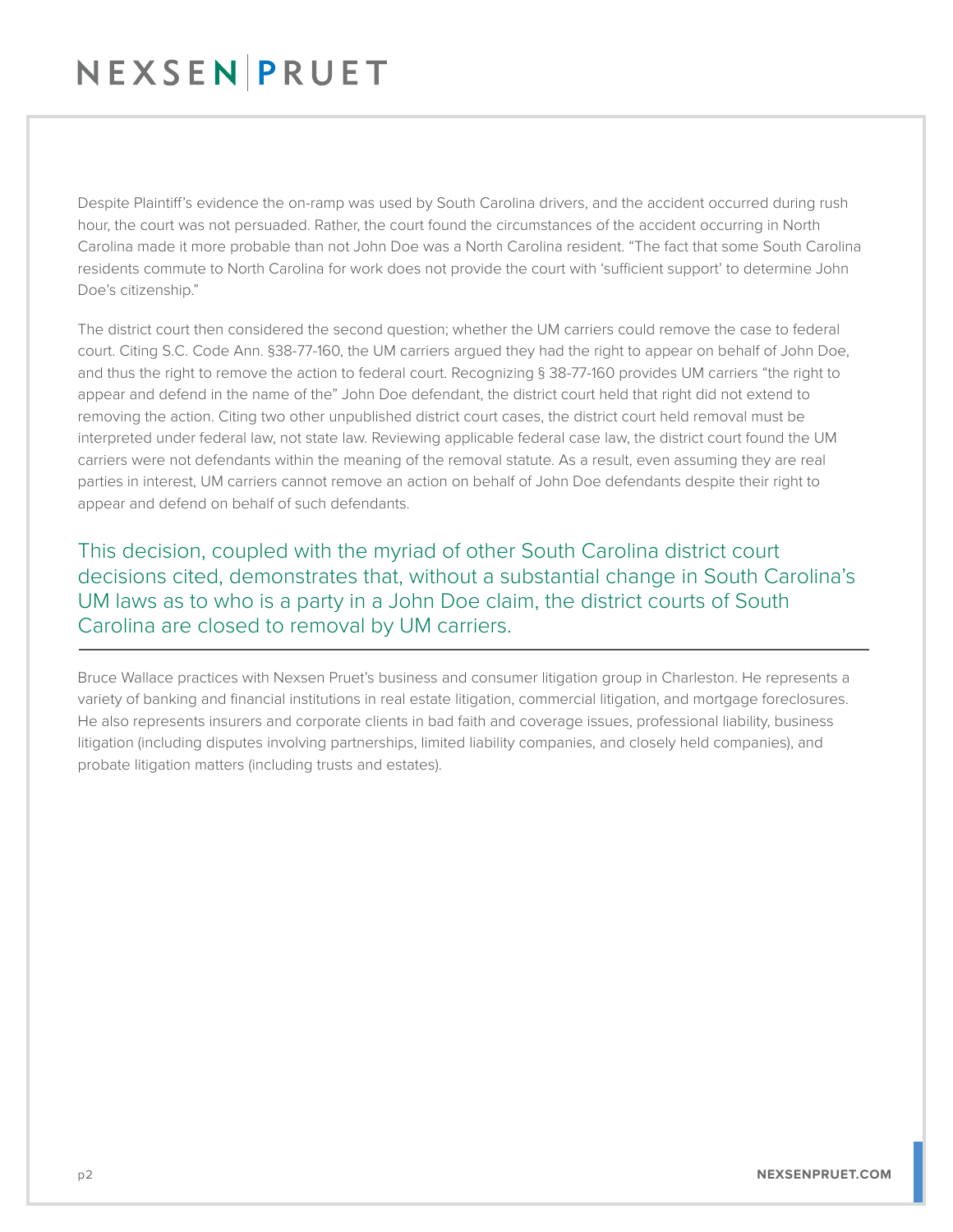Despite Plaintiff's evidence the on-ramp was used by South Carolina drivers, and the accident occurred during rush hour, the court was not persuaded. Rather, the court found the circumstances of the accident occurring in North Carolina made it more probable than not John Doe was a North Carolina resident. "The fact that some South Carolina residents commute to North Carolina for work does not provide the court with 'sufficient support' to determine John Doe's citizenship."

The district court then considered the second question; whether the UM carriers could remove the case to federal court. Citing S.C. Code Ann. §38-77-160, the UM carriers argued they had the right to appear on behalf of John Doe, and thus the right to remove the action to federal court. Recognizing § 38-77-160 provides UM carriers "the right to appear and defend in the name of the" John Doe defendant, the district court held that right did not extend to removing the action. Citing two other unpublished district court cases, the district court held removal must be interpreted under federal law, not state law. Reviewing applicable federal case law, the district court found the UM carriers were not defendants within the meaning of the removal statute. As a result, even assuming they are real parties in interest, UM carriers cannot remove an action on behalf of John Doe defendants despite their right to appear and defend on behalf of such defendants.

> This decision, coupled with the myriad of other South Carolina district court decisions cited, demonstrates that, without a substantial change in South Carolina's UM laws as to who is a party in a John Doe claim, the district courts of South Carolina are closed to removal by UM carriers.

---

Bruce Wallace practices with Nexsen Pruet's business and consumer litigation group in Charleston. He represents a variety of banking and financial institutions in real estate litigation, commercial litigation, and mortgage foreclosures. He also represents insurers and corporate clients in bad faith and coverage issues, professional liability, business litigation (including disputes involving partnerships, limited liability companies, and closely held companies), and probate litigation matters (including trusts and estates).